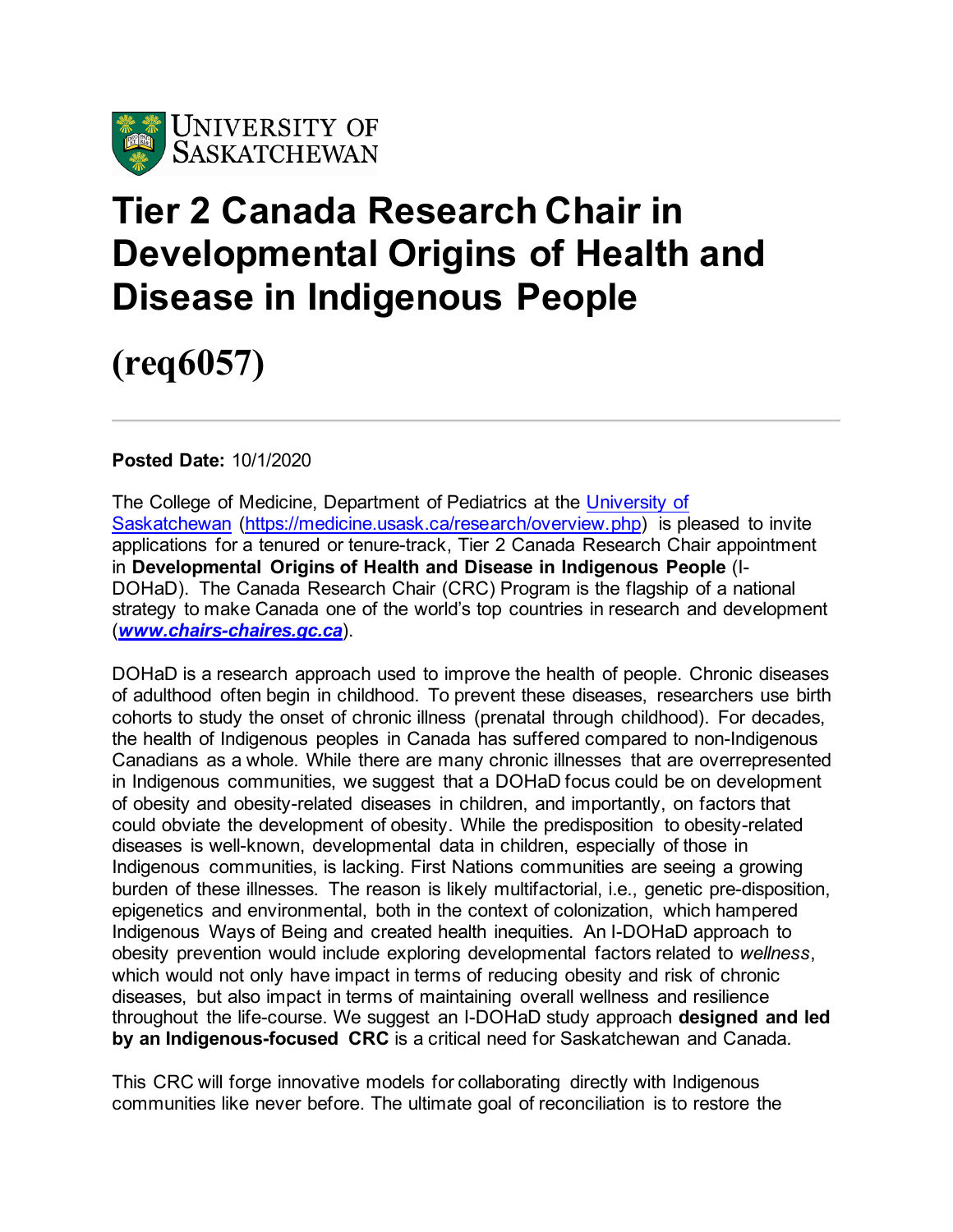UNIVERSITY OF SASKATCHEWAN

# Tier 2 Canada Research Chair in Developmental Origins of Health and Disease in Indigenous People

# (req6057)

---

**Posted Date:** 10/1/2020

The College of Medicine, Department of Pediatrics at the [University of Saskatchewan](https://medicine.usask.ca/research/overview.php) (https://medicine.usask.ca/research/overview.php) is pleased to invite applications for a tenured or tenure-track, Tier 2 Canada Research Chair appointment in **Developmental Origins of Health and Disease in Indigenous People** (I-DOHaD). The Canada Research Chair (CRC) Program is the flagship of a national strategy to make Canada one of the world's top countries in research and development (***www.chairs-chaires.gc.ca***).

DOHaD is a research approach used to improve the health of people. Chronic diseases of adulthood often begin in childhood. To prevent these diseases, researchers use birth cohorts to study the onset of chronic illness (prenatal through childhood). For decades, the health of Indigenous peoples in Canada has suffered compared to non-Indigenous Canadians as a whole. While there are many chronic illnesses that are overrepresented in Indigenous communities, we suggest that a DOHaD focus could be on development of obesity and obesity-related diseases in children, and importantly, on factors that could obviate the development of obesity. While the predisposition to obesity-related diseases is well-known, developmental data in children, especially of those in Indigenous communities, is lacking. First Nations communities are seeing a growing burden of these illnesses. The reason is likely multifactorial, i.e., genetic pre-disposition, epigenetics and environmental, both in the context of colonization, which hampered Indigenous Ways of Being and created health inequities. An I-DOHaD approach to obesity prevention would include exploring developmental factors related to *wellness*, which would not only have impact in terms of reducing obesity and risk of chronic diseases, but also impact in terms of maintaining overall wellness and resilience throughout the life-course. We suggest an I-DOHaD study approach **designed and led by an Indigenous-focused CRC** is a critical need for Saskatchewan and Canada.

This CRC will forge innovative models for collaborating directly with Indigenous communities like never before. The ultimate goal of reconciliation is to restore the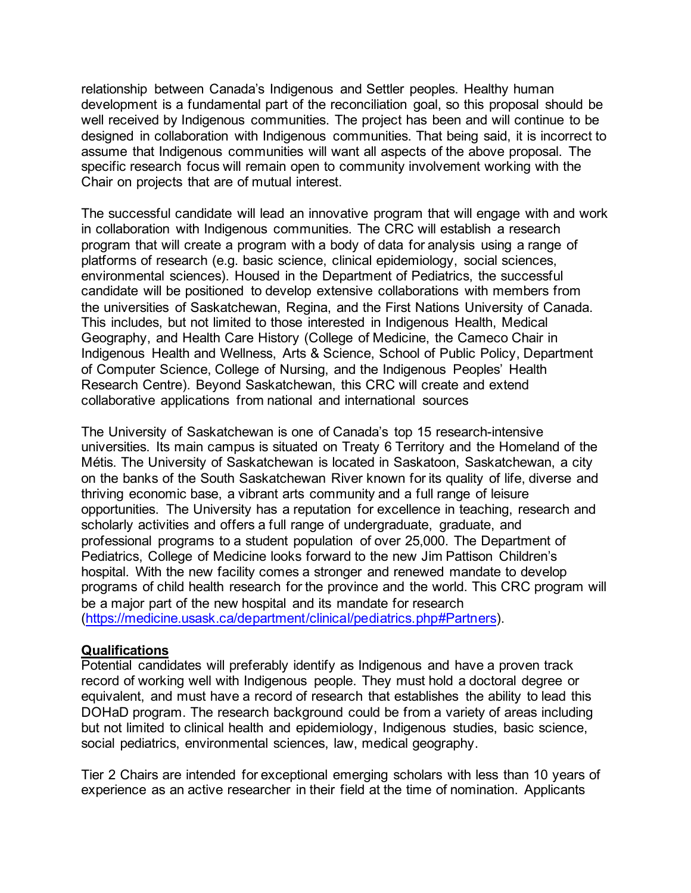relationship between Canada's Indigenous and Settler peoples. Healthy human development is a fundamental part of the reconciliation goal, so this proposal should be well received by Indigenous communities. The project has been and will continue to be designed in collaboration with Indigenous communities. That being said, it is incorrect to assume that Indigenous communities will want all aspects of the above proposal. The specific research focus will remain open to community involvement working with the Chair on projects that are of mutual interest.

The successful candidate will lead an innovative program that will engage with and work in collaboration with Indigenous communities. The CRC will establish a research program that will create a program with a body of data for analysis using a range of platforms of research (e.g. basic science, clinical epidemiology, social sciences, environmental sciences). Housed in the Department of Pediatrics, the successful candidate will be positioned to develop extensive collaborations with members from the universities of Saskatchewan, Regina, and the First Nations University of Canada. This includes, but not limited to those interested in Indigenous Health, Medical Geography, and Health Care History (College of Medicine, the Cameco Chair in Indigenous Health and Wellness, Arts & Science, School of Public Policy, Department of Computer Science, College of Nursing, and the Indigenous Peoples' Health Research Centre). Beyond Saskatchewan, this CRC will create and extend collaborative applications from national and international sources

The University of Saskatchewan is one of Canada's top 15 research-intensive universities. Its main campus is situated on Treaty 6 Territory and the Homeland of the Métis. The University of Saskatchewan is located in Saskatoon, Saskatchewan, a city on the banks of the South Saskatchewan River known for its quality of life, diverse and thriving economic base, a vibrant arts community and a full range of leisure opportunities. The University has a reputation for excellence in teaching, research and scholarly activities and offers a full range of undergraduate, graduate, and professional programs to a student population of over 25,000. The Department of Pediatrics, College of Medicine looks forward to the new Jim Pattison Children's hospital. With the new facility comes a stronger and renewed mandate to develop programs of child health research for the province and the world. This CRC program will be a major part of the new hospital and its mandate for research (https://medicine.usask.ca/department/clinical/pediatrics.php#Partners).

## Qualifications

Potential candidates will preferably identify as Indigenous and have a proven track record of working well with Indigenous people. They must hold a doctoral degree or equivalent, and must have a record of research that establishes the ability to lead this DOHaD program. The research background could be from a variety of areas including but not limited to clinical health and epidemiology, Indigenous studies, basic science, social pediatrics, environmental sciences, law, medical geography.

Tier 2 Chairs are intended for exceptional emerging scholars with less than 10 years of experience as an active researcher in their field at the time of nomination. Applicants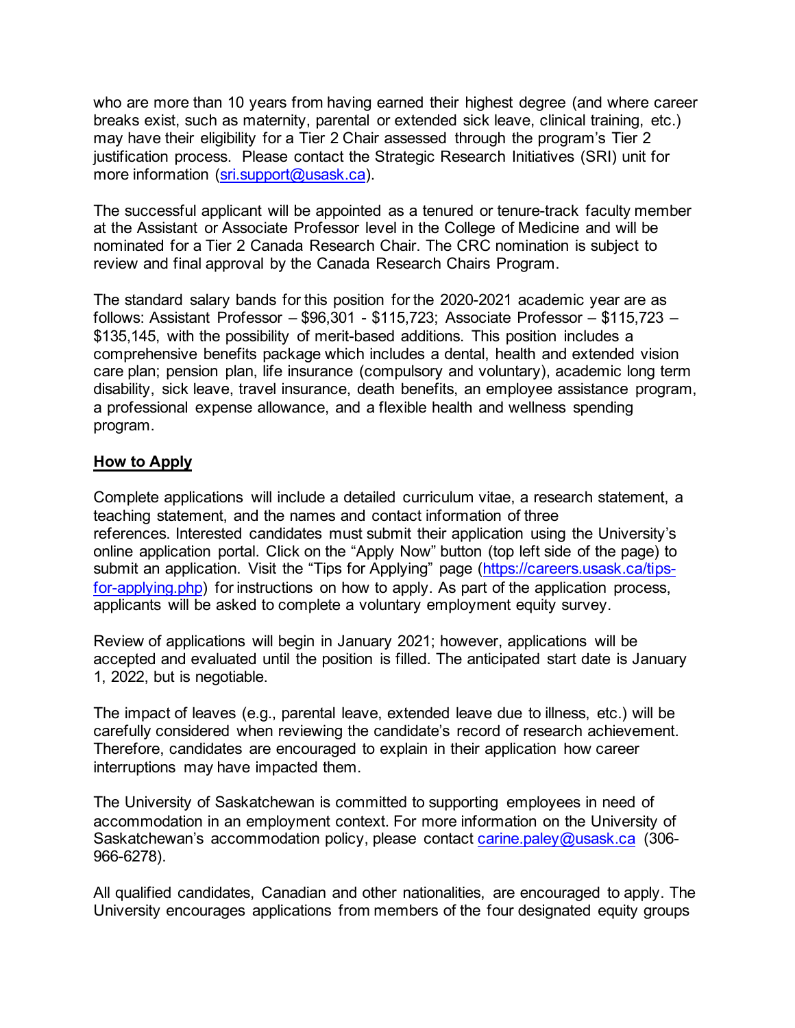who are more than 10 years from having earned their highest degree (and where career breaks exist, such as maternity, parental or extended sick leave, clinical training, etc.) may have their eligibility for a Tier 2 Chair assessed through the program's Tier 2 justification process. Please contact the Strategic Research Initiatives (SRI) unit for more information (sri.support@usask.ca).

The successful applicant will be appointed as a tenured or tenure-track faculty member at the Assistant or Associate Professor level in the College of Medicine and will be nominated for a Tier 2 Canada Research Chair. The CRC nomination is subject to review and final approval by the Canada Research Chairs Program.

The standard salary bands for this position for the 2020-2021 academic year are as follows: Assistant Professor – $96,301 - $115,723; Associate Professor – $115,723 – $135,145, with the possibility of merit-based additions. This position includes a comprehensive benefits package which includes a dental, health and extended vision care plan; pension plan, life insurance (compulsory and voluntary), academic long term disability, sick leave, travel insurance, death benefits, an employee assistance program, a professional expense allowance, and a flexible health and wellness spending program.

## How to Apply

Complete applications will include a detailed curriculum vitae, a research statement, a teaching statement, and the names and contact information of three references. Interested candidates must submit their application using the University's online application portal. Click on the "Apply Now" button (top left side of the page) to submit an application. Visit the "Tips for Applying" page (https://careers.usask.ca/tips-for-applying.php) for instructions on how to apply. As part of the application process, applicants will be asked to complete a voluntary employment equity survey.

Review of applications will begin in January 2021; however, applications will be accepted and evaluated until the position is filled. The anticipated start date is January 1, 2022, but is negotiable.

The impact of leaves (e.g., parental leave, extended leave due to illness, etc.) will be carefully considered when reviewing the candidate's record of research achievement. Therefore, candidates are encouraged to explain in their application how career interruptions may have impacted them.

The University of Saskatchewan is committed to supporting employees in need of accommodation in an employment context. For more information on the University of Saskatchewan's accommodation policy, please contact carine.paley@usask.ca (306-966-6278).

All qualified candidates, Canadian and other nationalities, are encouraged to apply. The University encourages applications from members of the four designated equity groups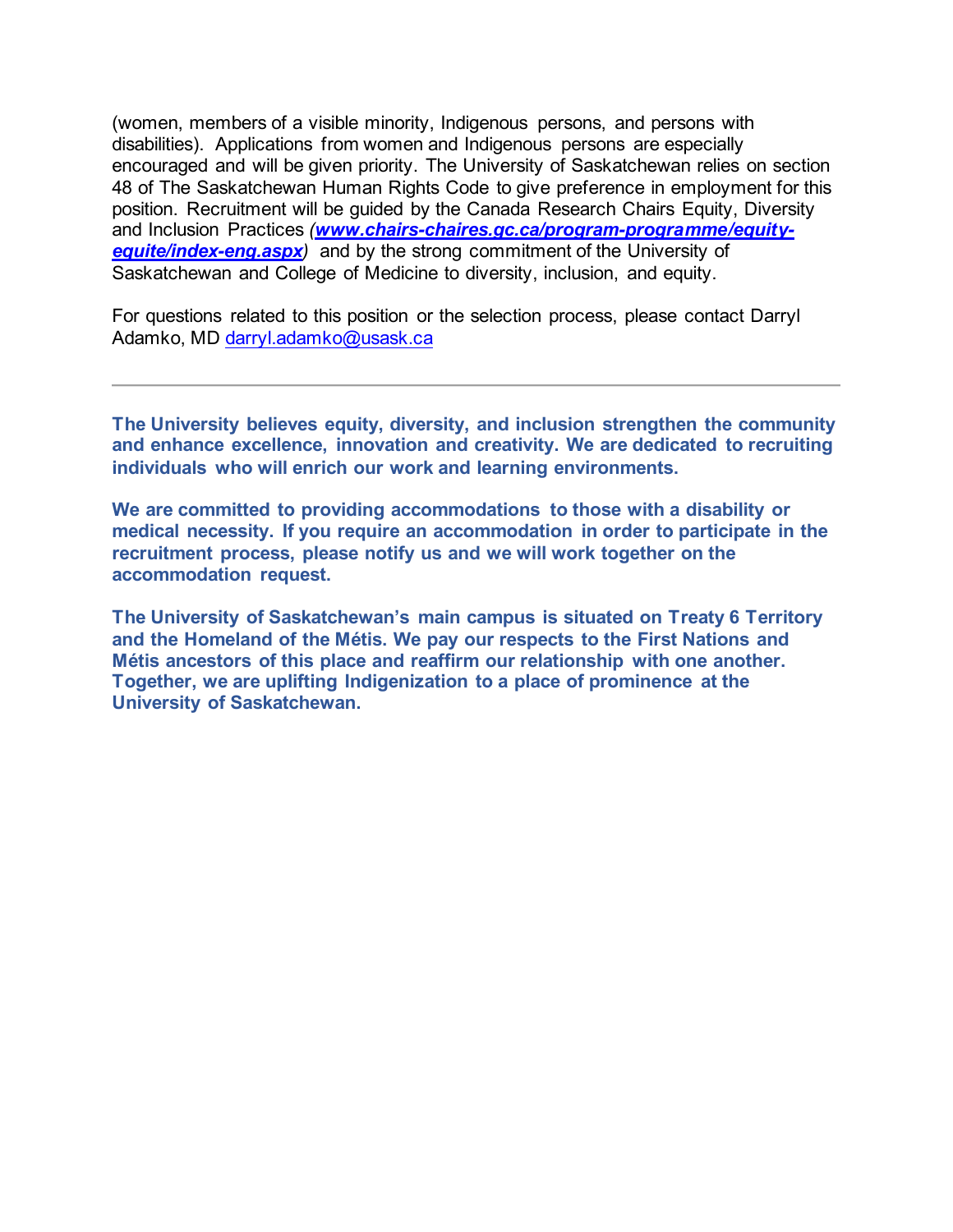(women, members of a visible minority, Indigenous persons, and persons with disabilities). Applications from women and Indigenous persons are especially encouraged and will be given priority. The University of Saskatchewan relies on section 48 of The Saskatchewan Human Rights Code to give preference in employment for this position. Recruitment will be guided by the Canada Research Chairs Equity, Diversity and Inclusion Practices (***www.chairs-chaires.gc.ca/program-programme/equity-equite/index-eng.aspx***) and by the strong commitment of the University of Saskatchewan and College of Medicine to diversity, inclusion, and equity.

For questions related to this position or the selection process, please contact Darryl Adamko, MD darryl.adamko@usask.ca

---

**The University believes equity, diversity, and inclusion strengthen the community and enhance excellence, innovation and creativity. We are dedicated to recruiting individuals who will enrich our work and learning environments.**

**We are committed to providing accommodations to those with a disability or medical necessity. If you require an accommodation in order to participate in the recruitment process, please notify us and we will work together on the accommodation request.**

**The University of Saskatchewan's main campus is situated on Treaty 6 Territory and the Homeland of the Métis. We pay our respects to the First Nations and Métis ancestors of this place and reaffirm our relationship with one another. Together, we are uplifting Indigenization to a place of prominence at the University of Saskatchewan.**